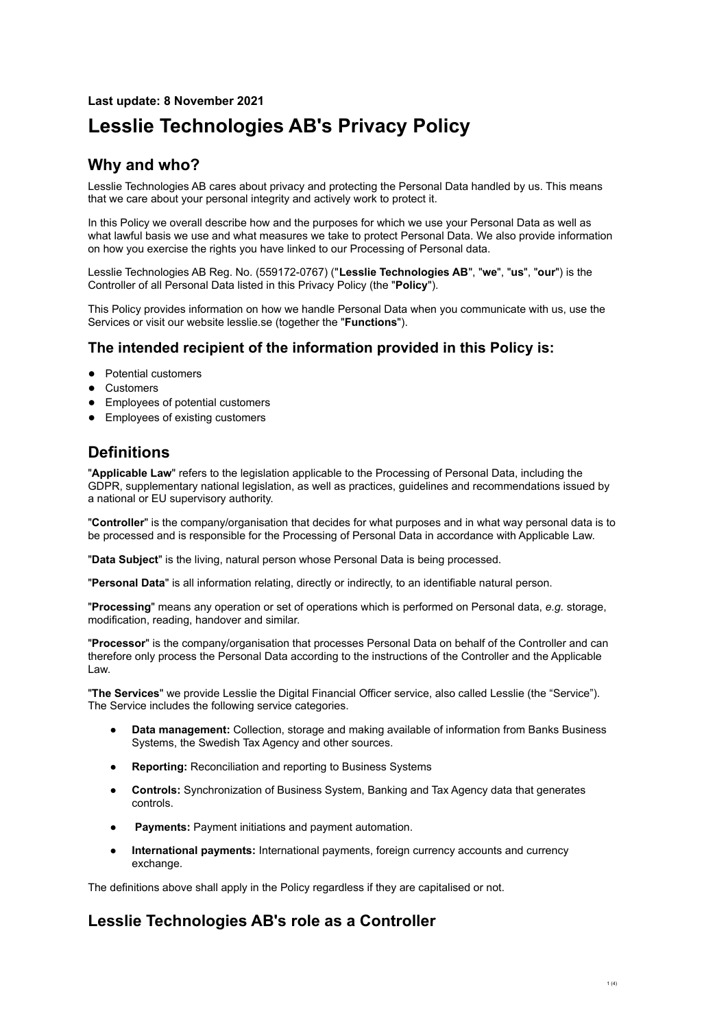**Last update: 8 November 2021**

# Lesslie Technologies AB's Privacy Policy

## Why and who?

Lesslie Technologies AB cares about privacy and protecting the Personal Data handled by us. This means that we care about your personal integrity and actively work to protect it.

In this Policy we overall describe how and the purposes for which we use your Personal Data as well as what lawful basis we use and what measures we take to protect Personal Data. We also provide information on how you exercise the rights you have linked to our Processing of Personal data.

Lesslie Technologies AB Reg. No. (559172-0767) ("**Lesslie Technologies AB**", "**we**", "**us**", "**our**") is the Controller of all Personal Data listed in this Privacy Policy (the "**Policy**").

This Policy provides information on how we handle Personal Data when you communicate with us, use the Services or visit our website lesslie.se (together the "**Functions**").

## The intended recipient of the information provided in this Policy is:

- Potential customers
- Customers
- Employees of potential customers
- Employees of existing customers

## Definitions

"**Applicable Law**" refers to the legislation applicable to the Processing of Personal Data, including the GDPR, supplementary national legislation, as well as practices, guidelines and recommendations issued by a national or EU supervisory authority.

"**Controller**" is the company/organisation that decides for what purposes and in what way personal data is to be processed and is responsible for the Processing of Personal Data in accordance with Applicable Law.

"**Data Subject**" is the living, natural person whose Personal Data is being processed.

"**Personal Data**" is all information relating, directly or indirectly, to an identifiable natural person.

"**Processing**" means any operation or set of operations which is performed on Personal data, *e.g.* storage, modification, reading, handover and similar.

"**Processor**" is the company/organisation that processes Personal Data on behalf of the Controller and can therefore only process the Personal Data according to the instructions of the Controller and the Applicable Law.

"**The Services**" we provide Lesslie the Digital Financial Officer service, also called Lesslie (the "Service"). The Service includes the following service categories.

- **Data management:** Collection, storage and making available of information from Banks Business Systems, the Swedish Tax Agency and other sources.
- **Reporting:** Reconciliation and reporting to Business Systems
- **Controls:** Synchronization of Business System, Banking and Tax Agency data that generates controls.
- **Payments:** Payment initiations and payment automation.
- **International payments:** International payments, foreign currency accounts and currency exchange.

The definitions above shall apply in the Policy regardless if they are capitalised or not.

## Lesslie Technologies AB's role as a Controller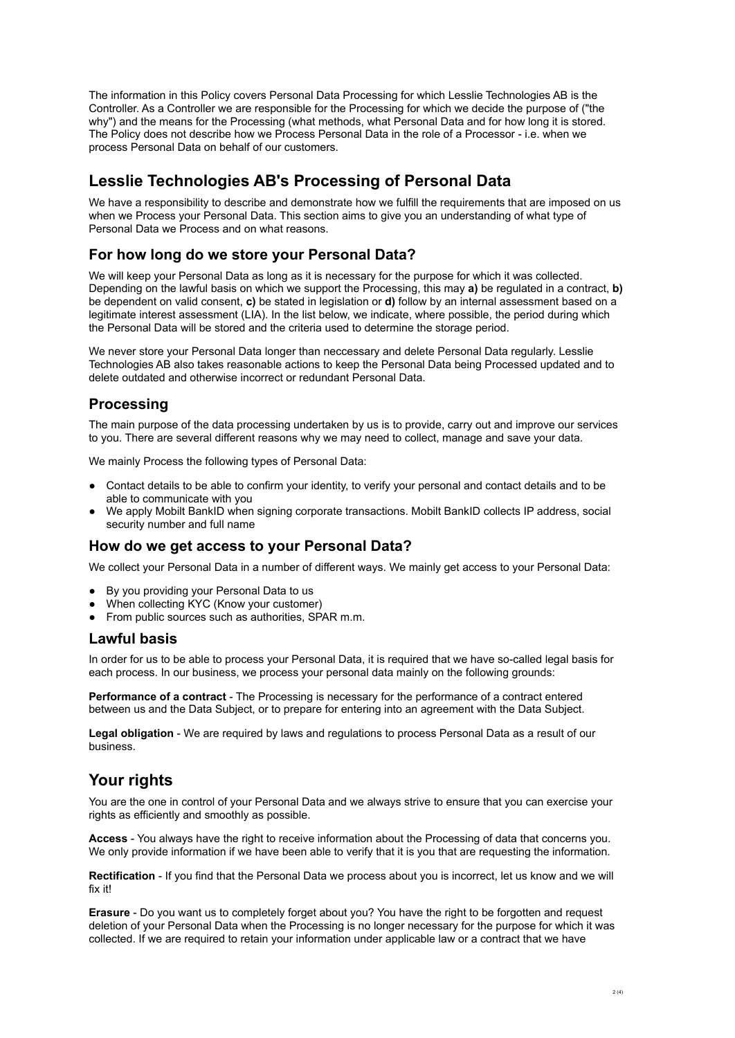The information in this Policy covers Personal Data Processing for which Lesslie Technologies AB is the Controller. As a Controller we are responsible for the Processing for which we decide the purpose of ("the why") and the means for the Processing (what methods, what Personal Data and for how long it is stored. The Policy does not describe how we Process Personal Data in the role of a Processor - i.e. when we process Personal Data on behalf of our customers.

## Lesslie Technologies AB's Processing of Personal Data

We have a responsibility to describe and demonstrate how we fulfill the requirements that are imposed on us when we Process your Personal Data. This section aims to give you an understanding of what type of Personal Data we Process and on what reasons.

### For how long do we store your Personal Data?

We will keep your Personal Data as long as it is necessary for the purpose for which it was collected. Depending on the lawful basis on which we support the Processing, this may **a)** be regulated in a contract, **b)** be dependent on valid consent, **c)** be stated in legislation or **d)** follow by an internal assessment based on a legitimate interest assessment (LIA). In the list below, we indicate, where possible, the period during which the Personal Data will be stored and the criteria used to determine the storage period.

We never store your Personal Data longer than neccessary and delete Personal Data regularly. Lesslie Technologies AB also takes reasonable actions to keep the Personal Data being Processed updated and to delete outdated and otherwise incorrect or redundant Personal Data.

### Processing

The main purpose of the data processing undertaken by us is to provide, carry out and improve our services to you. There are several different reasons why we may need to collect, manage and save your data.

We mainly Process the following types of Personal Data:

- Contact details to be able to confirm your identity, to verify your personal and contact details and to be able to communicate with you
- We apply Mobilt BankID when signing corporate transactions. Mobilt BankID collects IP address, social security number and full name

### How do we get access to your Personal Data?

We collect your Personal Data in a number of different ways. We mainly get access to your Personal Data:

- By you providing your Personal Data to us
- When collecting KYC (Know your customer)
- From public sources such as authorities, SPAR m.m.

### Lawful basis

In order for us to be able to process your Personal Data, it is required that we have so-called legal basis for each process. In our business, we process your personal data mainly on the following grounds:

**Performance of a contract** - The Processing is necessary for the performance of a contract entered between us and the Data Subject, or to prepare for entering into an agreement with the Data Subject.

**Legal obligation** - We are required by laws and regulations to process Personal Data as a result of our business.

## Your rights

You are the one in control of your Personal Data and we always strive to ensure that you can exercise your rights as efficiently and smoothly as possible.

**Access** - You always have the right to receive information about the Processing of data that concerns you. We only provide information if we have been able to verify that it is you that are requesting the information.

**Rectification** - If you find that the Personal Data we process about you is incorrect, let us know and we will fix it!

**Erasure** - Do you want us to completely forget about you? You have the right to be forgotten and request deletion of your Personal Data when the Processing is no longer necessary for the purpose for which it was collected. If we are required to retain your information under applicable law or a contract that we have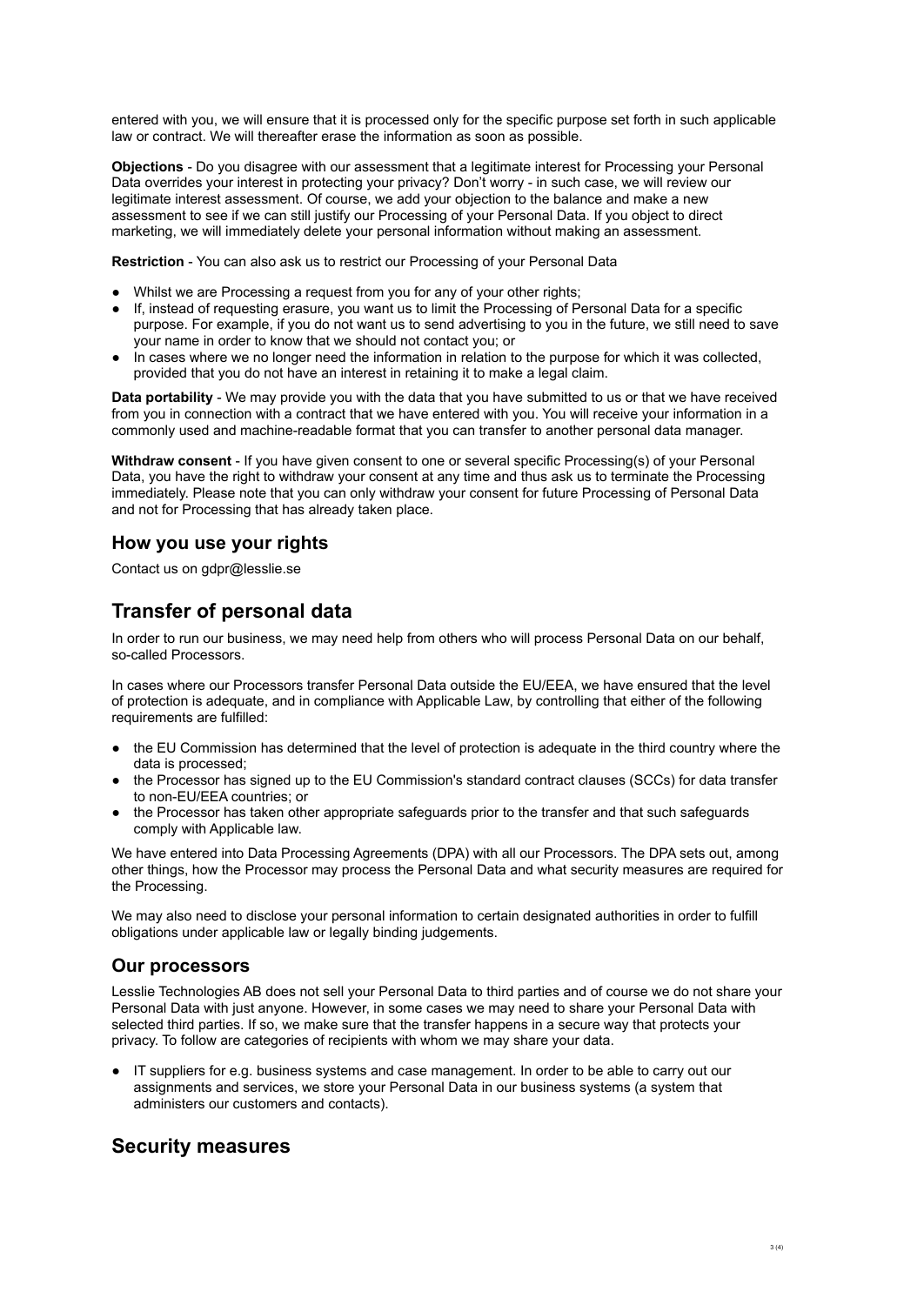entered with you, we will ensure that it is processed only for the specific purpose set forth in such applicable law or contract. We will thereafter erase the information as soon as possible.

**Objections** - Do you disagree with our assessment that a legitimate interest for Processing your Personal Data overrides your interest in protecting your privacy? Don't worry - in such case, we will review our legitimate interest assessment. Of course, we add your objection to the balance and make a new assessment to see if we can still justify our Processing of your Personal Data. If you object to direct marketing, we will immediately delete your personal information without making an assessment.

**Restriction** - You can also ask us to restrict our Processing of your Personal Data

- Whilst we are Processing a request from you for any of your other rights;
- If, instead of requesting erasure, you want us to limit the Processing of Personal Data for a specific purpose. For example, if you do not want us to send advertising to you in the future, we still need to save your name in order to know that we should not contact you; or
- In cases where we no longer need the information in relation to the purpose for which it was collected, provided that you do not have an interest in retaining it to make a legal claim.

**Data portability** - We may provide you with the data that you have submitted to us or that we have received from you in connection with a contract that we have entered with you. You will receive your information in a commonly used and machine-readable format that you can transfer to another personal data manager.

**Withdraw consent** - If you have given consent to one or several specific Processing(s) of your Personal Data, you have the right to withdraw your consent at any time and thus ask us to terminate the Processing immediately. Please note that you can only withdraw your consent for future Processing of Personal Data and not for Processing that has already taken place.

### How you use your rights

Contact us on gdpr@lesslie.se

## Transfer of personal data

In order to run our business, we may need help from others who will process Personal Data on our behalf, so-called Processors.

In cases where our Processors transfer Personal Data outside the EU/EEA, we have ensured that the level of protection is adequate, and in compliance with Applicable Law, by controlling that either of the following requirements are fulfilled:

- the EU Commission has determined that the level of protection is adequate in the third country where the data is processed;
- the Processor has signed up to the EU Commission's standard contract clauses (SCCs) for data transfer to non-EU/EEA countries; or
- the Processor has taken other appropriate safeguards prior to the transfer and that such safeguards comply with Applicable law.

We have entered into Data Processing Agreements (DPA) with all our Processors. The DPA sets out, among other things, how the Processor may process the Personal Data and what security measures are required for the Processing.

We may also need to disclose your personal information to certain designated authorities in order to fulfill obligations under applicable law or legally binding judgements.

### Our processors

Lesslie Technologies AB does not sell your Personal Data to third parties and of course we do not share your Personal Data with just anyone. However, in some cases we may need to share your Personal Data with selected third parties. If so, we make sure that the transfer happens in a secure way that protects your privacy. To follow are categories of recipients with whom we may share your data.

- IT suppliers for e.g. business systems and case management. In order to be able to carry out our assignments and services, we store your Personal Data in our business systems (a system that administers our customers and contacts).

## Security measures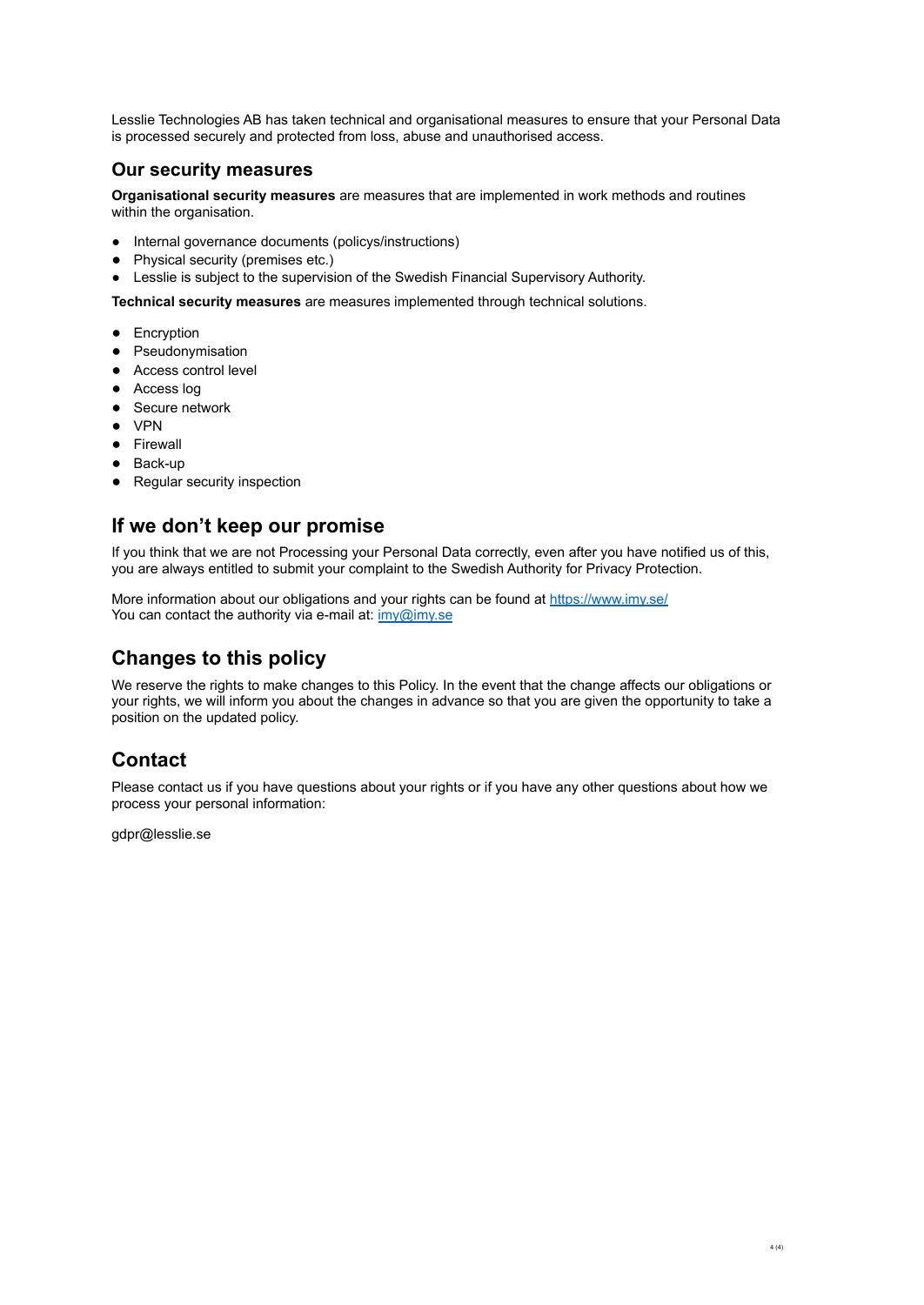Lesslie Technologies AB has taken technical and organisational measures to ensure that your Personal Data is processed securely and protected from loss, abuse and unauthorised access.

## Our security measures

**Organisational security measures** are measures that are implemented in work methods and routines within the organisation.

- Internal governance documents (policys/instructions)
- Physical security (premises etc.)
- Lesslie is subject to the supervision of the Swedish Financial Supervisory Authority.

**Technical security measures** are measures implemented through technical solutions.

- Encryption
- Pseudonymisation
- Access control level
- Access log
- Secure network
- VPN
- Firewall
- Back-up
- Regular security inspection

## If we don't keep our promise

If you think that we are not Processing your Personal Data correctly, even after you have notified us of this, you are always entitled to submit your complaint to the Swedish Authority for Privacy Protection.

More information about our obligations and your rights can be found at [https://www.imy.se/](https://www.imy.se/)
You can contact the authority via e-mail at: [imy@imy.se](mailto:imy@imy.se)

## Changes to this policy

We reserve the rights to make changes to this Policy. In the event that the change affects our obligations or your rights, we will inform you about the changes in advance so that you are given the opportunity to take a position on the updated policy.

## Contact

Please contact us if you have questions about your rights or if you have any other questions about how we process your personal information:

gdpr@lesslie.se